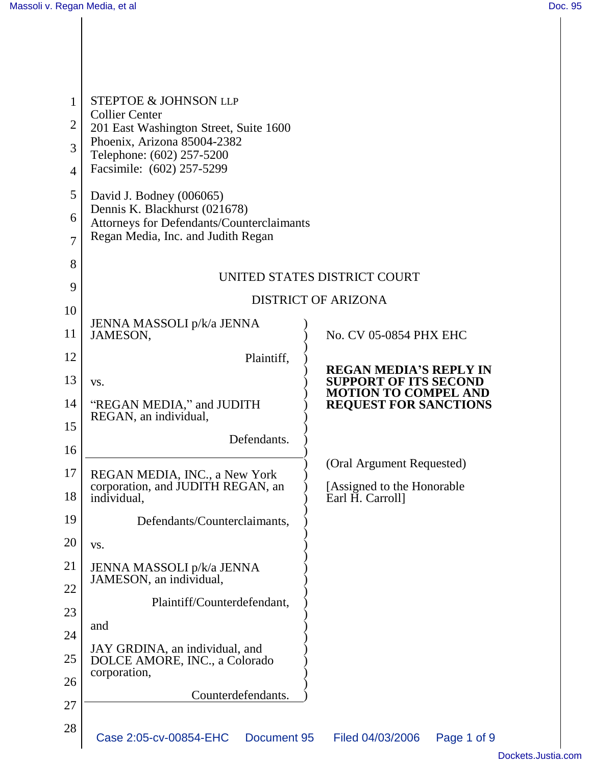STEPTOE & JOHNSON LLP
Collier Center
201 East Washington Street, Suite 1600
Phoenix, Arizona 85004-2382
Telephone: (602) 257-5200
Facsimile: (602) 257-5299

David J. Bodney (006065)
Dennis K. Blackhurst (021678)
Attorneys for Defendants/Counterclaimants
Regan Media, Inc. and Judith Regan

UNITED STATES DISTRICT COURT

DISTRICT OF ARIZONA

JENNA MASSOLI p/k/a JENNA JAMESON,

Plaintiff,

vs.

"REGAN MEDIA," and JUDITH REGAN, an individual,

Defendants.

---

REGAN MEDIA, INC., a New York corporation, and JUDITH REGAN, an individual,

Defendants/Counterclaimants,

vs.

JENNA MASSOLI p/k/a JENNA JAMESON, an individual,

Plaintiff/Counterdefendant,

and

JAY GRDINA, an individual, and DOLCE AMORE, INC., a Colorado corporation,

Counterdefendants.

No. CV 05-0854 PHX EHC

**REGAN MEDIA'S REPLY IN SUPPORT OF ITS SECOND MOTION TO COMPEL AND REQUEST FOR SANCTIONS**

(Oral Argument Requested)

[Assigned to the Honorable Earl H. Carroll]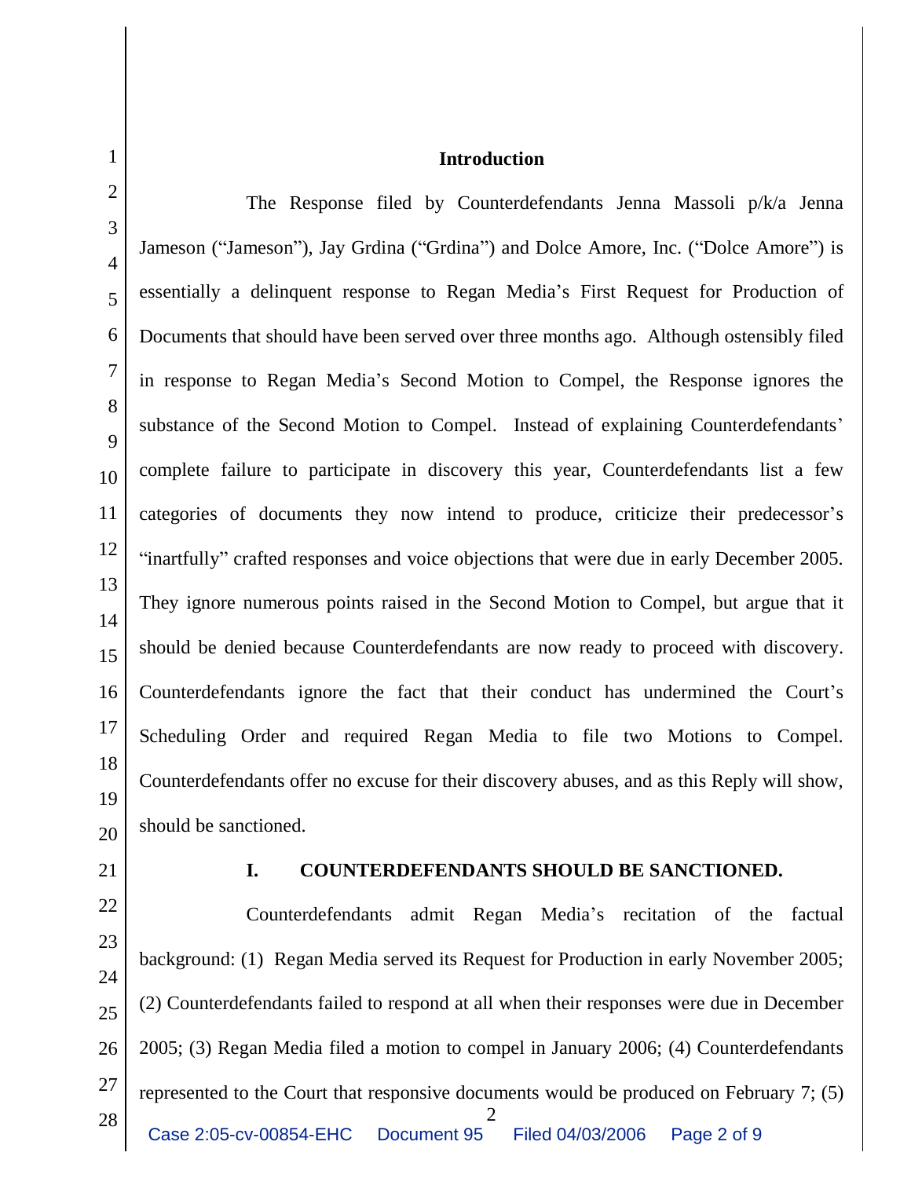## Introduction

The Response filed by Counterdefendants Jenna Massoli p/k/a Jenna Jameson ("Jameson"), Jay Grdina ("Grdina") and Dolce Amore, Inc. ("Dolce Amore") is essentially a delinquent response to Regan Media's First Request for Production of Documents that should have been served over three months ago. Although ostensibly filed in response to Regan Media's Second Motion to Compel, the Response ignores the substance of the Second Motion to Compel. Instead of explaining Counterdefendants' complete failure to participate in discovery this year, Counterdefendants list a few categories of documents they now intend to produce, criticize their predecessor's "inartfully" crafted responses and voice objections that were due in early December 2005. They ignore numerous points raised in the Second Motion to Compel, but argue that it should be denied because Counterdefendants are now ready to proceed with discovery. Counterdefendants ignore the fact that their conduct has undermined the Court's Scheduling Order and required Regan Media to file two Motions to Compel. Counterdefendants offer no excuse for their discovery abuses, and as this Reply will show, should be sanctioned.

## I. COUNTERDEFENDANTS SHOULD BE SANCTIONED.

Counterdefendants admit Regan Media's recitation of the factual background: (1) Regan Media served its Request for Production in early November 2005; (2) Counterdefendants failed to respond at all when their responses were due in December 2005; (3) Regan Media filed a motion to compel in January 2006; (4) Counterdefendants represented to the Court that responsive documents would be produced on February 7; (5)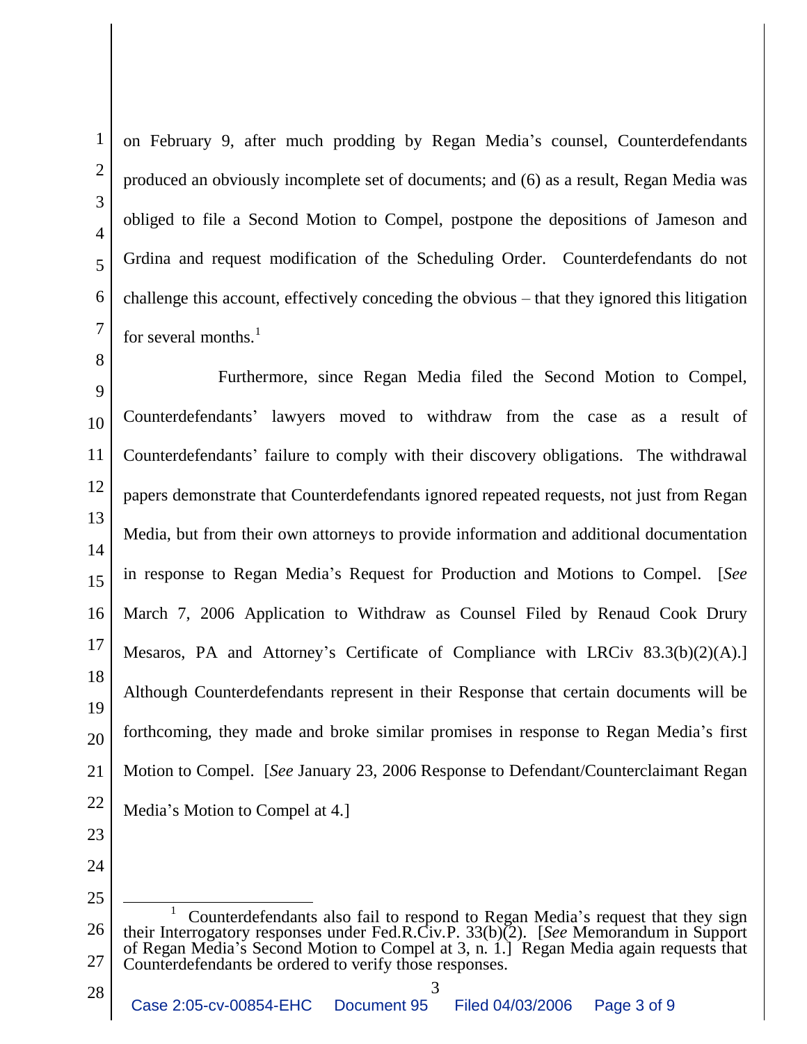on February 9, after much prodding by Regan Media's counsel, Counterdefendants produced an obviously incomplete set of documents; and (6) as a result, Regan Media was obliged to file a Second Motion to Compel, postpone the depositions of Jameson and Grdina and request modification of the Scheduling Order. Counterdefendants do not challenge this account, effectively conceding the obvious – that they ignored this litigation for several months.[1]

Furthermore, since Regan Media filed the Second Motion to Compel, Counterdefendants' lawyers moved to withdraw from the case as a result of Counterdefendants' failure to comply with their discovery obligations. The withdrawal papers demonstrate that Counterdefendants ignored repeated requests, not just from Regan Media, but from their own attorneys to provide information and additional documentation in response to Regan Media's Request for Production and Motions to Compel. [*See* March 7, 2006 Application to Withdraw as Counsel Filed by Renaud Cook Drury Mesaros, PA and Attorney's Certificate of Compliance with LRCiv 83.3(b)(2)(A).] Although Counterdefendants represent in their Response that certain documents will be forthcoming, they made and broke similar promises in response to Regan Media's first Motion to Compel. [*See* January 23, 2006 Response to Defendant/Counterclaimant Regan Media's Motion to Compel at 4.]

---

[1] Counterdefendants also fail to respond to Regan Media's request that they sign their Interrogatory responses under Fed.R.Civ.P. 33(b)(2). [*See* Memorandum in Support of Regan Media's Second Motion to Compel at 3, n. 1.] Regan Media again requests that Counterdefendants be ordered to verify those responses.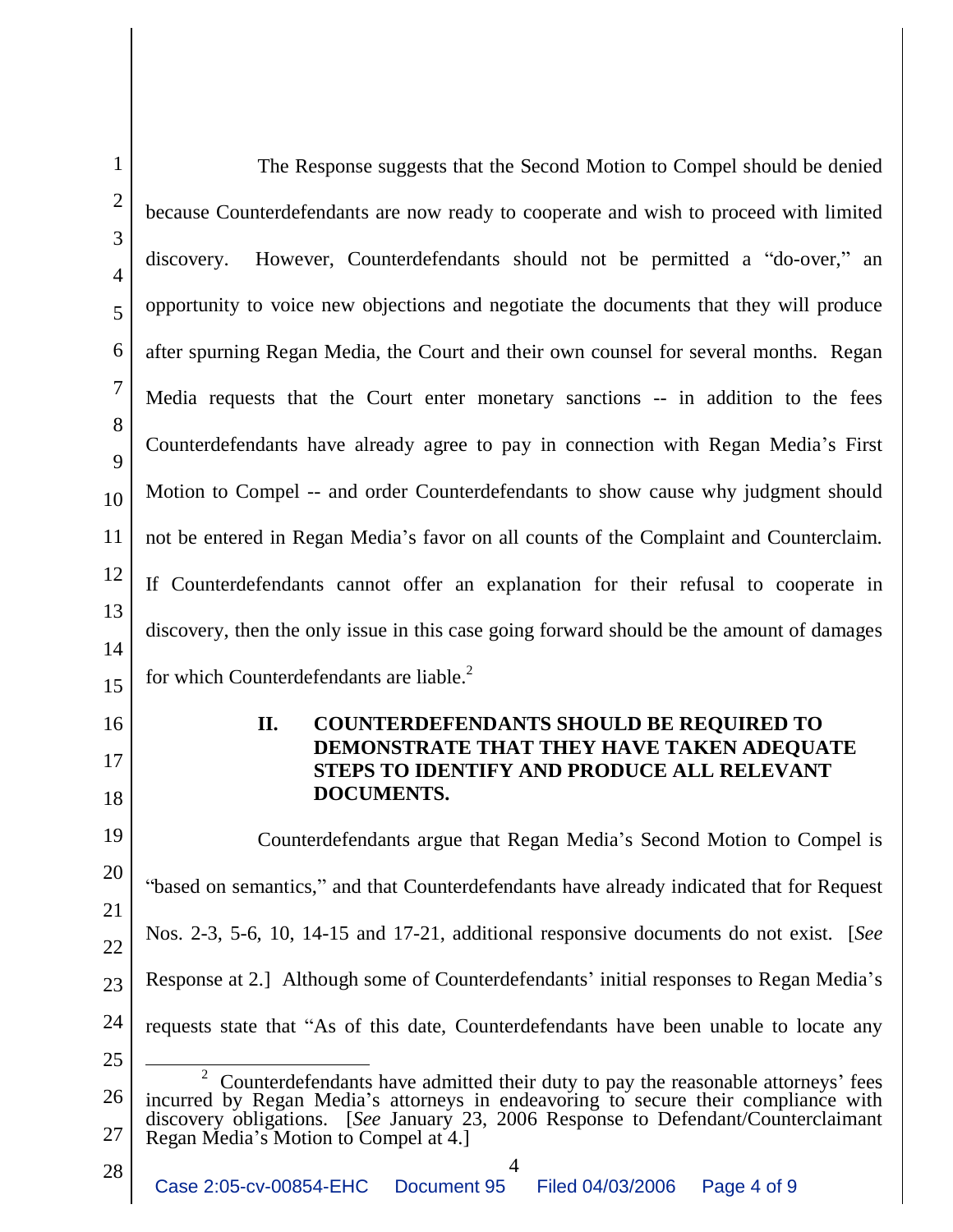The Response suggests that the Second Motion to Compel should be denied because Counterdefendants are now ready to cooperate and wish to proceed with limited discovery. However, Counterdefendants should not be permitted a "do-over," an opportunity to voice new objections and negotiate the documents that they will produce after spurning Regan Media, the Court and their own counsel for several months. Regan Media requests that the Court enter monetary sanctions -- in addition to the fees Counterdefendants have already agree to pay in connection with Regan Media's First Motion to Compel -- and order Counterdefendants to show cause why judgment should not be entered in Regan Media's favor on all counts of the Complaint and Counterclaim. If Counterdefendants cannot offer an explanation for their refusal to cooperate in discovery, then the only issue in this case going forward should be the amount of damages for which Counterdefendants are liable.[2]

## II. COUNTERDEFENDANTS SHOULD BE REQUIRED TO DEMONSTRATE THAT THEY HAVE TAKEN ADEQUATE STEPS TO IDENTIFY AND PRODUCE ALL RELEVANT DOCUMENTS.

Counterdefendants argue that Regan Media's Second Motion to Compel is "based on semantics," and that Counterdefendants have already indicated that for Request Nos. 2-3, 5-6, 10, 14-15 and 17-21, additional responsive documents do not exist. [*See* Response at 2.] Although some of Counterdefendants' initial responses to Regan Media's requests state that "As of this date, Counterdefendants have been unable to locate any

---

[2] Counterdefendants have admitted their duty to pay the reasonable attorneys' fees incurred by Regan Media's attorneys in endeavoring to secure their compliance with discovery obligations. [*See* January 23, 2006 Response to Defendant/Counterclaimant Regan Media's Motion to Compel at 4.]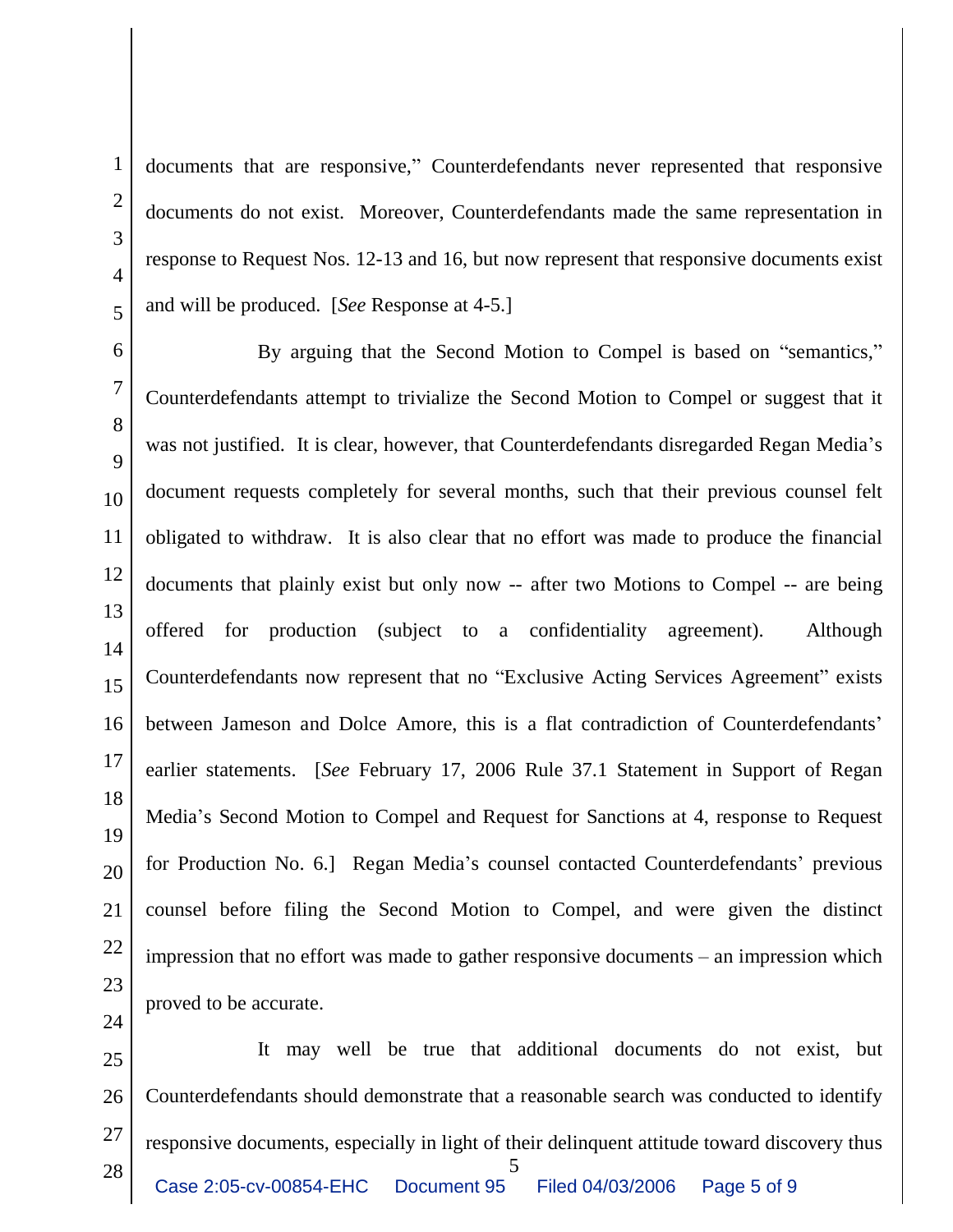documents that are responsive," Counterdefendants never represented that responsive documents do not exist. Moreover, Counterdefendants made the same representation in response to Request Nos. 12-13 and 16, but now represent that responsive documents exist and will be produced. [*See* Response at 4-5.]

By arguing that the Second Motion to Compel is based on "semantics," Counterdefendants attempt to trivialize the Second Motion to Compel or suggest that it was not justified. It is clear, however, that Counterdefendants disregarded Regan Media's document requests completely for several months, such that their previous counsel felt obligated to withdraw. It is also clear that no effort was made to produce the financial documents that plainly exist but only now -- after two Motions to Compel -- are being offered for production (subject to a confidentiality agreement). Although Counterdefendants now represent that no "Exclusive Acting Services Agreement" exists between Jameson and Dolce Amore, this is a flat contradiction of Counterdefendants' earlier statements. [*See* February 17, 2006 Rule 37.1 Statement in Support of Regan Media's Second Motion to Compel and Request for Sanctions at 4, response to Request for Production No. 6.] Regan Media's counsel contacted Counterdefendants' previous counsel before filing the Second Motion to Compel, and were given the distinct impression that no effort was made to gather responsive documents – an impression which proved to be accurate.

It may well be true that additional documents do not exist, but Counterdefendants should demonstrate that a reasonable search was conducted to identify responsive documents, especially in light of their delinquent attitude toward discovery thus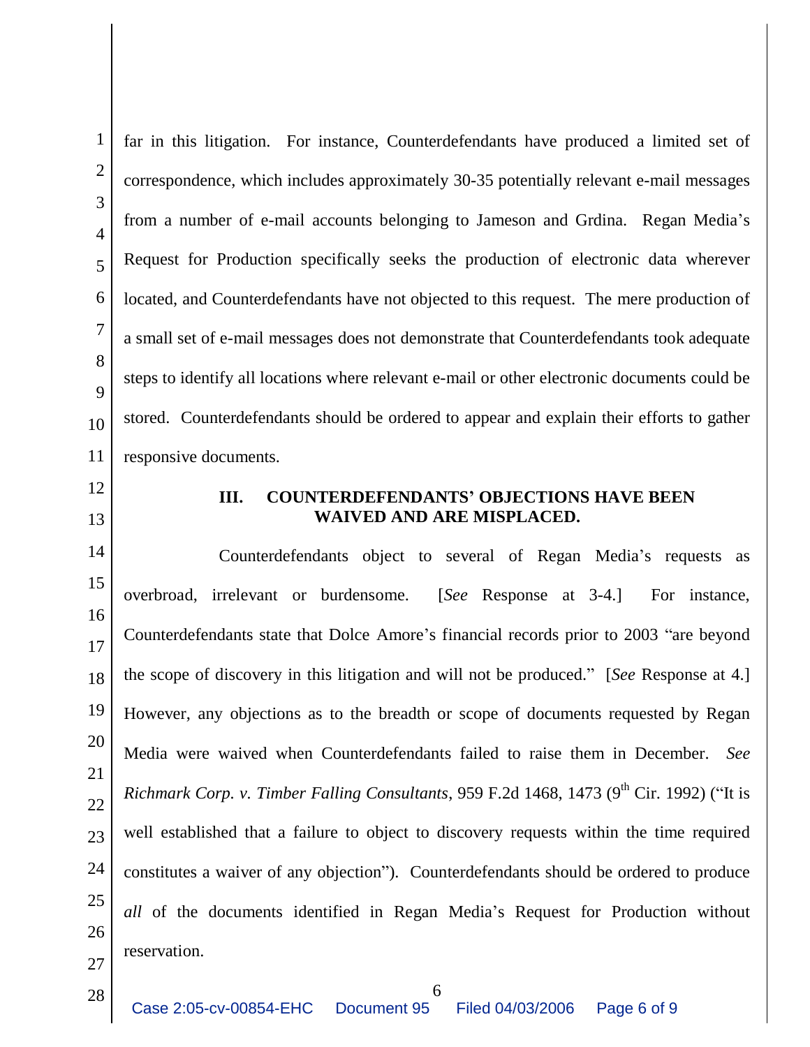far in this litigation. For instance, Counterdefendants have produced a limited set of correspondence, which includes approximately 30-35 potentially relevant e-mail messages from a number of e-mail accounts belonging to Jameson and Grdina. Regan Media's Request for Production specifically seeks the production of electronic data wherever located, and Counterdefendants have not objected to this request. The mere production of a small set of e-mail messages does not demonstrate that Counterdefendants took adequate steps to identify all locations where relevant e-mail or other electronic documents could be stored. Counterdefendants should be ordered to appear and explain their efforts to gather responsive documents.

## III. COUNTERDEFENDANTS' OBJECTIONS HAVE BEEN WAIVED AND ARE MISPLACED.

Counterdefendants object to several of Regan Media's requests as overbroad, irrelevant or burdensome. [*See* Response at 3-4.] For instance, Counterdefendants state that Dolce Amore's financial records prior to 2003 "are beyond the scope of discovery in this litigation and will not be produced." [*See* Response at 4.] However, any objections as to the breadth or scope of documents requested by Regan Media were waived when Counterdefendants failed to raise them in December. *See Richmark Corp. v. Timber Falling Consultants*, 959 F.2d 1468, 1473 (9th Cir. 1992) ("It is well established that a failure to object to discovery requests within the time required constitutes a waiver of any objection"). Counterdefendants should be ordered to produce *all* of the documents identified in Regan Media's Request for Production without reservation.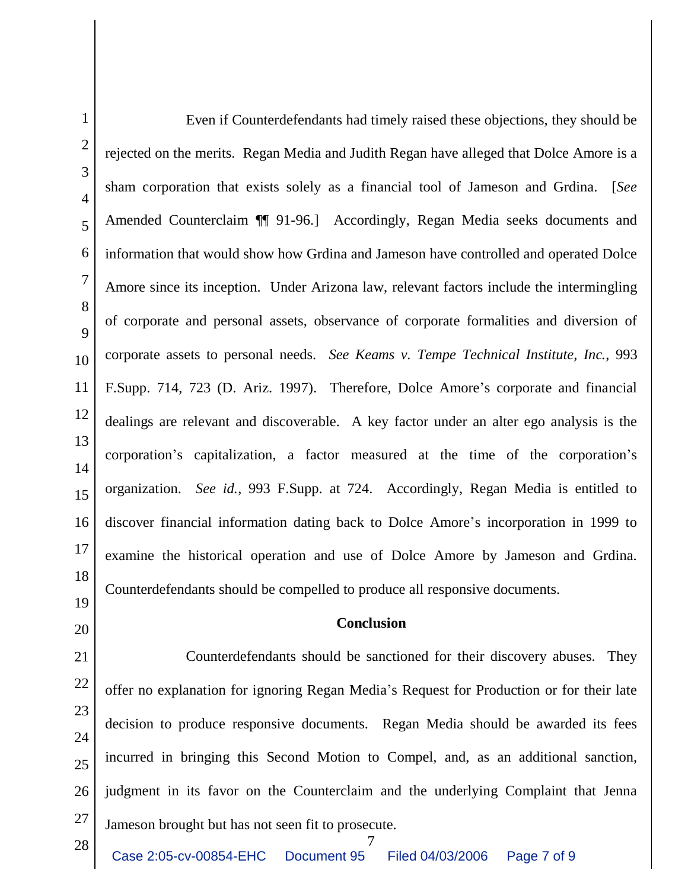Even if Counterdefendants had timely raised these objections, they should be rejected on the merits. Regan Media and Judith Regan have alleged that Dolce Amore is a sham corporation that exists solely as a financial tool of Jameson and Grdina. [*See* Amended Counterclaim ¶¶ 91-96.] Accordingly, Regan Media seeks documents and information that would show how Grdina and Jameson have controlled and operated Dolce Amore since its inception. Under Arizona law, relevant factors include the intermingling of corporate and personal assets, observance of corporate formalities and diversion of corporate assets to personal needs. *See Keams v. Tempe Technical Institute, Inc.*, 993 F.Supp. 714, 723 (D. Ariz. 1997). Therefore, Dolce Amore's corporate and financial dealings are relevant and discoverable. A key factor under an alter ego analysis is the corporation's capitalization, a factor measured at the time of the corporation's organization. *See id.*, 993 F.Supp. at 724. Accordingly, Regan Media is entitled to discover financial information dating back to Dolce Amore's incorporation in 1999 to examine the historical operation and use of Dolce Amore by Jameson and Grdina. Counterdefendants should be compelled to produce all responsive documents.

**Conclusion**

Counterdefendants should be sanctioned for their discovery abuses. They offer no explanation for ignoring Regan Media's Request for Production or for their late decision to produce responsive documents. Regan Media should be awarded its fees incurred in bringing this Second Motion to Compel, and, as an additional sanction, judgment in its favor on the Counterclaim and the underlying Complaint that Jenna Jameson brought but has not seen fit to prosecute.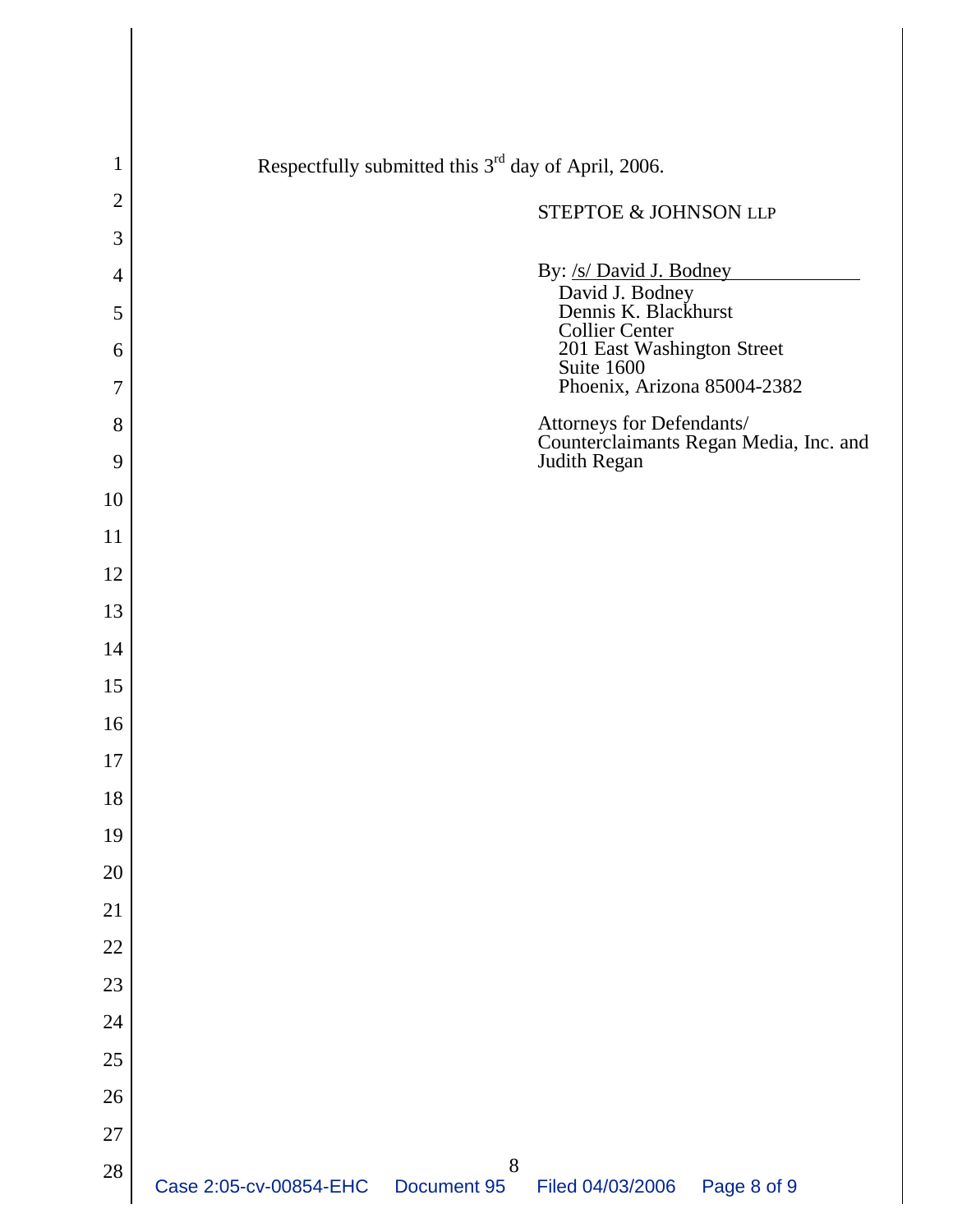Respectfully submitted this 3rd day of April, 2006.

STEPTOE & JOHNSON LLP

By: /s/ David J. Bodney
David J. Bodney
Dennis K. Blackhurst
Collier Center
201 East Washington Street
Suite 1600
Phoenix, Arizona 85004-2382

Attorneys for Defendants/
Counterclaimants Regan Media, Inc. and
Judith Regan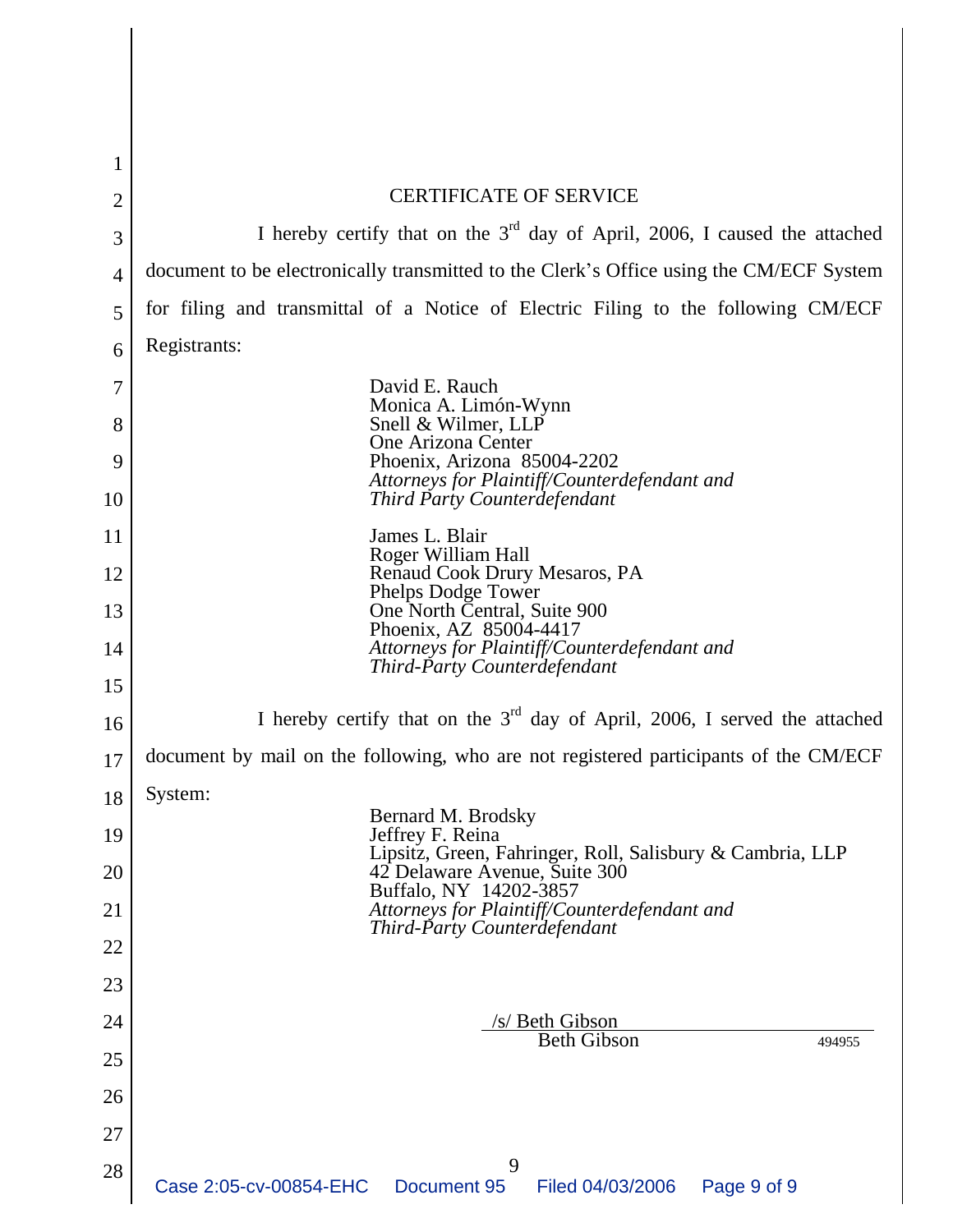## CERTIFICATE OF SERVICE

I hereby certify that on the 3rd day of April, 2006, I caused the attached document to be electronically transmitted to the Clerk's Office using the CM/ECF System for filing and transmittal of a Notice of Electric Filing to the following CM/ECF Registrants:

David E. Rauch
Monica A. Limón-Wynn
Snell & Wilmer, LLP
One Arizona Center
Phoenix, Arizona 85004-2202
*Attorneys for Plaintiff/Counterdefendant and Third Party Counterdefendant*

James L. Blair
Roger William Hall
Renaud Cook Drury Mesaros, PA
Phelps Dodge Tower
One North Central, Suite 900
Phoenix, AZ 85004-4417
*Attorneys for Plaintiff/Counterdefendant and Third-Party Counterdefendant*

I hereby certify that on the 3rd day of April, 2006, I served the attached document by mail on the following, who are not registered participants of the CM/ECF System:

Bernard M. Brodsky
Jeffrey F. Reina
Lipsitz, Green, Fahringer, Roll, Salisbury & Cambria, LLP
42 Delaware Avenue, Suite 300
Buffalo, NY 14202-3857
*Attorneys for Plaintiff/Counterdefendant and Third-Party Counterdefendant*

/s/ Beth Gibson
Beth Gibson

494955